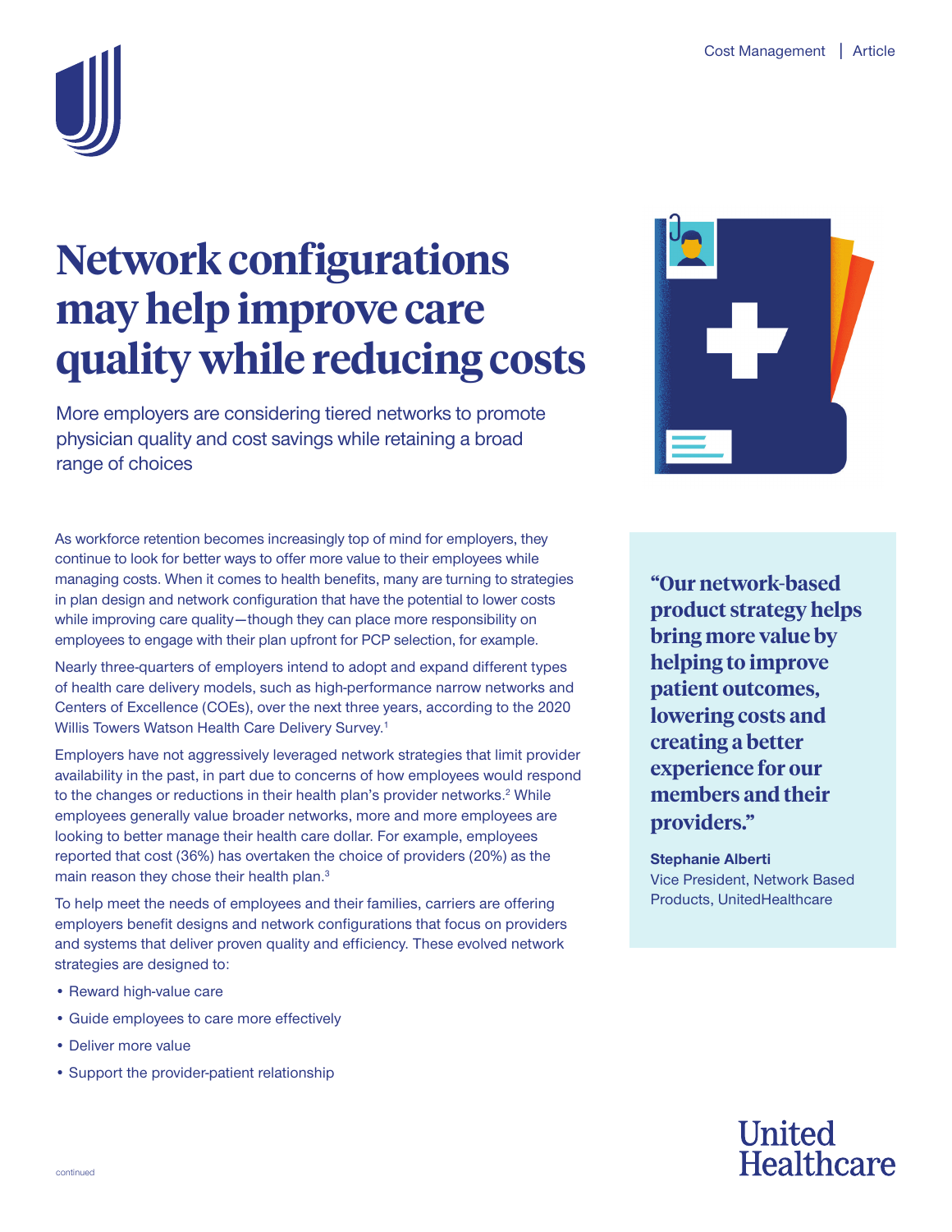# Network configurations may help improve care quality while reducing costs

More employers are considering tiered networks to promote physician quality and cost savings while retaining a broad range of choices

As workforce retention becomes increasingly top of mind for employers, they continue to look for better ways to offer more value to their employees while managing costs. When it comes to health benefits, many are turning to strategies in plan design and network configuration that have the potential to lower costs while improving care quality—though they can place more responsibility on employees to engage with their plan upfront for PCP selection, for example.

Nearly three-quarters of employers intend to adopt and expand different types of health care delivery models, such as high-performance narrow networks and Centers of Excellence (COEs), over the next three years, according to the 2020 Willis Towers Watson Health Care Delivery Survey.[1]

Employers have not aggressively leveraged network strategies that limit provider availability in the past, in part due to concerns of how employees would respond to the changes or reductions in their health plan's provider networks.[2] While employees generally value broader networks, more and more employees are looking to better manage their health care dollar. For example, employees reported that cost (36%) has overtaken the choice of providers (20%) as the main reason they chose their health plan.[3]

To help meet the needs of employees and their families, carriers are offering employers benefit designs and network configurations that focus on providers and systems that deliver proven quality and efficiency. These evolved network strategies are designed to:

- Reward high-value care
- Guide employees to care more effectively
- Deliver more value
- Support the provider-patient relationship

> **"Our network-based product strategy helps bring more value by helping to improve patient outcomes, lowering costs and creating a better experience for our members and their providers."**
>
> **Stephanie Alberti**
> Vice President, Network Based Products, UnitedHealthcare

continued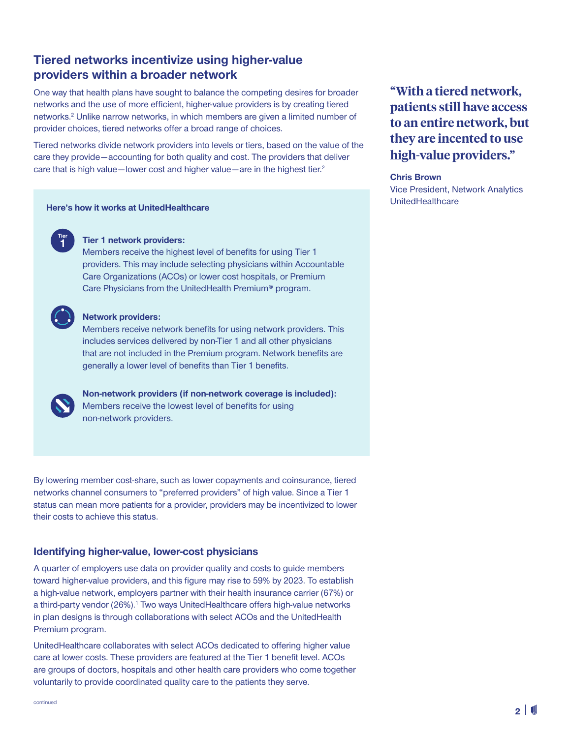## Tiered networks incentivize using higher-value providers within a broader network

One way that health plans have sought to balance the competing desires for broader networks and the use of more efficient, higher-value providers is by creating tiered networks.[2] Unlike narrow networks, in which members are given a limited number of provider choices, tiered networks offer a broad range of choices.

Tiered networks divide network providers into levels or tiers, based on the value of the care they provide—accounting for both quality and cost. The providers that deliver care that is high value—lower cost and higher value—are in the highest tier.[2]

> **"With a tiered network, patients still have access to an entire network, but they are incented to use high-value providers."**
>
> **Chris Brown**
> Vice President, Network Analytics
> UnitedHealthcare

**Here's how it works at UnitedHealthcare**

**Tier 1 network providers:**
Members receive the highest level of benefits for using Tier 1 providers. This may include selecting physicians within Accountable Care Organizations (ACOs) or lower cost hospitals, or Premium Care Physicians from the UnitedHealth Premium® program.

**Network providers:**
Members receive network benefits for using network providers. This includes services delivered by non-Tier 1 and all other physicians that are not included in the Premium program. Network benefits are generally a lower level of benefits than Tier 1 benefits.

**Non-network providers (if non-network coverage is included):**
Members receive the lowest level of benefits for using non-network providers.

By lowering member cost-share, such as lower copayments and coinsurance, tiered networks channel consumers to "preferred providers" of high value. Since a Tier 1 status can mean more patients for a provider, providers may be incentivized to lower their costs to achieve this status.

### Identifying higher-value, lower-cost physicians

A quarter of employers use data on provider quality and costs to guide members toward higher-value providers, and this figure may rise to 59% by 2023. To establish a high-value network, employers partner with their health insurance carrier (67%) or a third-party vendor (26%).[1] Two ways UnitedHealthcare offers high-value networks in plan designs is through collaborations with select ACOs and the UnitedHealth Premium program.

UnitedHealthcare collaborates with select ACOs dedicated to offering higher value care at lower costs. These providers are featured at the Tier 1 benefit level. ACOs are groups of doctors, hospitals and other health care providers who come together voluntarily to provide coordinated quality care to the patients they serve.

continued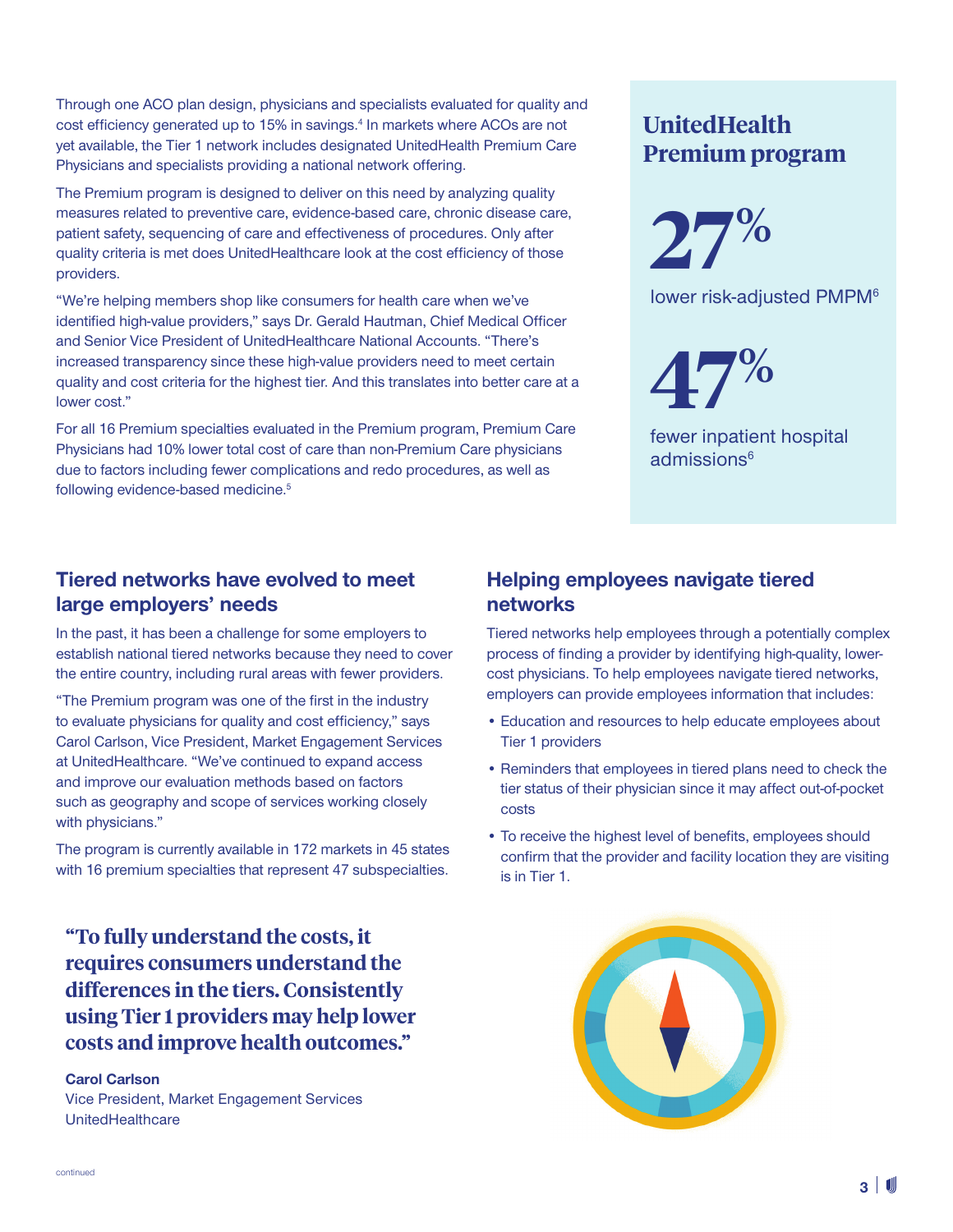Through one ACO plan design, physicians and specialists evaluated for quality and cost efficiency generated up to 15% in savings.[4] In markets where ACOs are not yet available, the Tier 1 network includes designated UnitedHealth Premium Care Physicians and specialists providing a national network offering.

The Premium program is designed to deliver on this need by analyzing quality measures related to preventive care, evidence-based care, chronic disease care, patient safety, sequencing of care and effectiveness of procedures. Only after quality criteria is met does UnitedHealthcare look at the cost efficiency of those providers.

"We're helping members shop like consumers for health care when we've identified high-value providers," says Dr. Gerald Hautman, Chief Medical Officer and Senior Vice President of UnitedHealthcare National Accounts. "There's increased transparency since these high-value providers need to meet certain quality and cost criteria for the highest tier. And this translates into better care at a lower cost."

For all 16 Premium specialties evaluated in the Premium program, Premium Care Physicians had 10% lower total cost of care than non-Premium Care physicians due to factors including fewer complications and redo procedures, as well as following evidence-based medicine.[5]

## UnitedHealth Premium program

**27%**

lower risk-adjusted PMPM[6]

**47%**

fewer inpatient hospital admissions[6]

## Tiered networks have evolved to meet large employers' needs

In the past, it has been a challenge for some employers to establish national tiered networks because they need to cover the entire country, including rural areas with fewer providers.

"The Premium program was one of the first in the industry to evaluate physicians for quality and cost efficiency," says Carol Carlson, Vice President, Market Engagement Services at UnitedHealthcare. "We've continued to expand access and improve our evaluation methods based on factors such as geography and scope of services working closely with physicians."

The program is currently available in 172 markets in 45 states with 16 premium specialties that represent 47 subspecialties.

> **"To fully understand the costs, it requires consumers understand the differences in the tiers. Consistently using Tier 1 providers may help lower costs and improve health outcomes."**
>
> **Carol Carlson**
> Vice President, Market Engagement Services
> UnitedHealthcare

## Helping employees navigate tiered networks

Tiered networks help employees through a potentially complex process of finding a provider by identifying high-quality, lower-cost physicians. To help employees navigate tiered networks, employers can provide employees information that includes:

- Education and resources to help educate employees about Tier 1 providers
- Reminders that employees in tiered plans need to check the tier status of their physician since it may affect out-of-pocket costs
- To receive the highest level of benefits, employees should confirm that the provider and facility location they are visiting is in Tier 1.

continued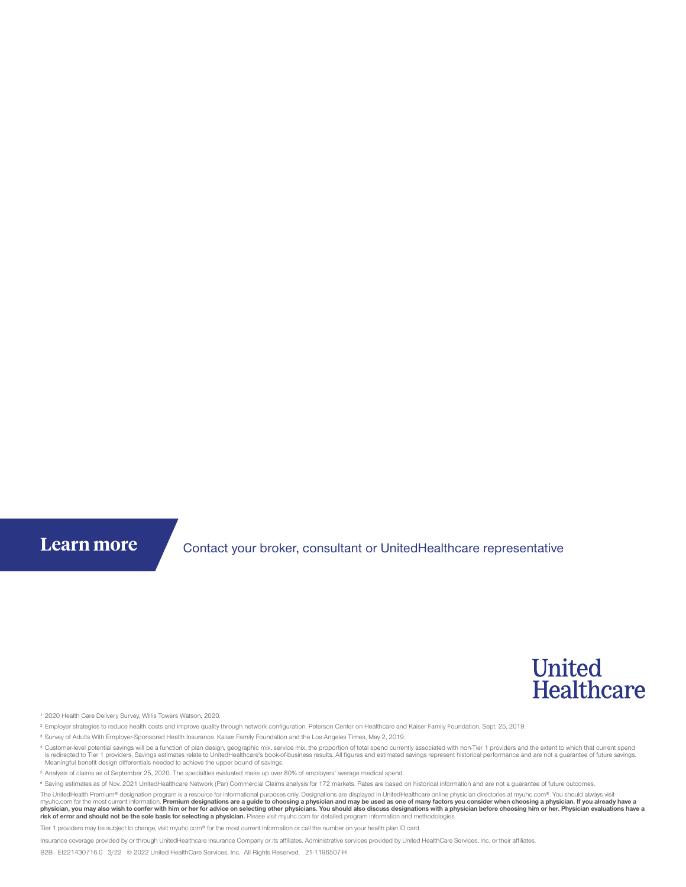## Learn more

Contact your broker, consultant or UnitedHealthcare representative

United Healthcare

[1] 2020 Health Care Delivery Survey, Willis Towers Watson, 2020.

[2] Employer strategies to reduce health costs and improve quality through network configuration. Peterson Center on Healthcare and Kaiser Family Foundation, Sept. 25, 2019.

[3] Survey of Adults With Employer-Sponsored Health Insurance. Kaiser Family Foundation and the Los Angeles Times, May 2, 2019.

[4] Customer-level potential savings will be a function of plan design, geographic mix, service mix, the proportion of total spend currently associated with non-Tier 1 providers and the extent to which that current spend is redirected to Tier 1 providers. Savings estimates relate to UnitedHealthcare's book-of-business results. All figures and estimated savings represent historical performance and are not a guarantee of future savings. Meaningful benefit design differentials needed to achieve the upper bound of savings.

[5] Analysis of claims as of September 25, 2020. The specialties evaluated make up over 80% of employers' average medical spend.

[6] Saving estimates as of Nov. 2021 UnitedHealthcare Network (Par) Commercial Claims analysis for 172 markets. Rates are based on historical information and are not a guarantee of future outcomes.

The UnitedHealth Premium® designation program is a resource for informational purposes only. Designations are displayed in UnitedHealthcare online physician directories at myuhc.com®. You should always visit myuhc.com for the most current information. **Premium designations are a guide to choosing a physician and may be used as one of many factors you consider when choosing a physician. If you already have a physician, you may also wish to confer with him or her for advice on selecting other physicians. You should also discuss designations with a physician before choosing him or her. Physician evaluations have a risk of error and should not be the sole basis for selecting a physician.** Please visit myuhc.com for detailed program information and methodologies.

Tier 1 providers may be subject to change, visit myuhc.com® for the most current information or call the number on your health plan ID card.

Insurance coverage provided by or through UnitedHealthcare Insurance Company or its affiliates. Administrative services provided by United HealthCare Services, Inc. or their affiliates.

B2B EI221430716.0 3/22 © 2022 United HealthCare Services, Inc. All Rights Reserved. 21-1196507-H